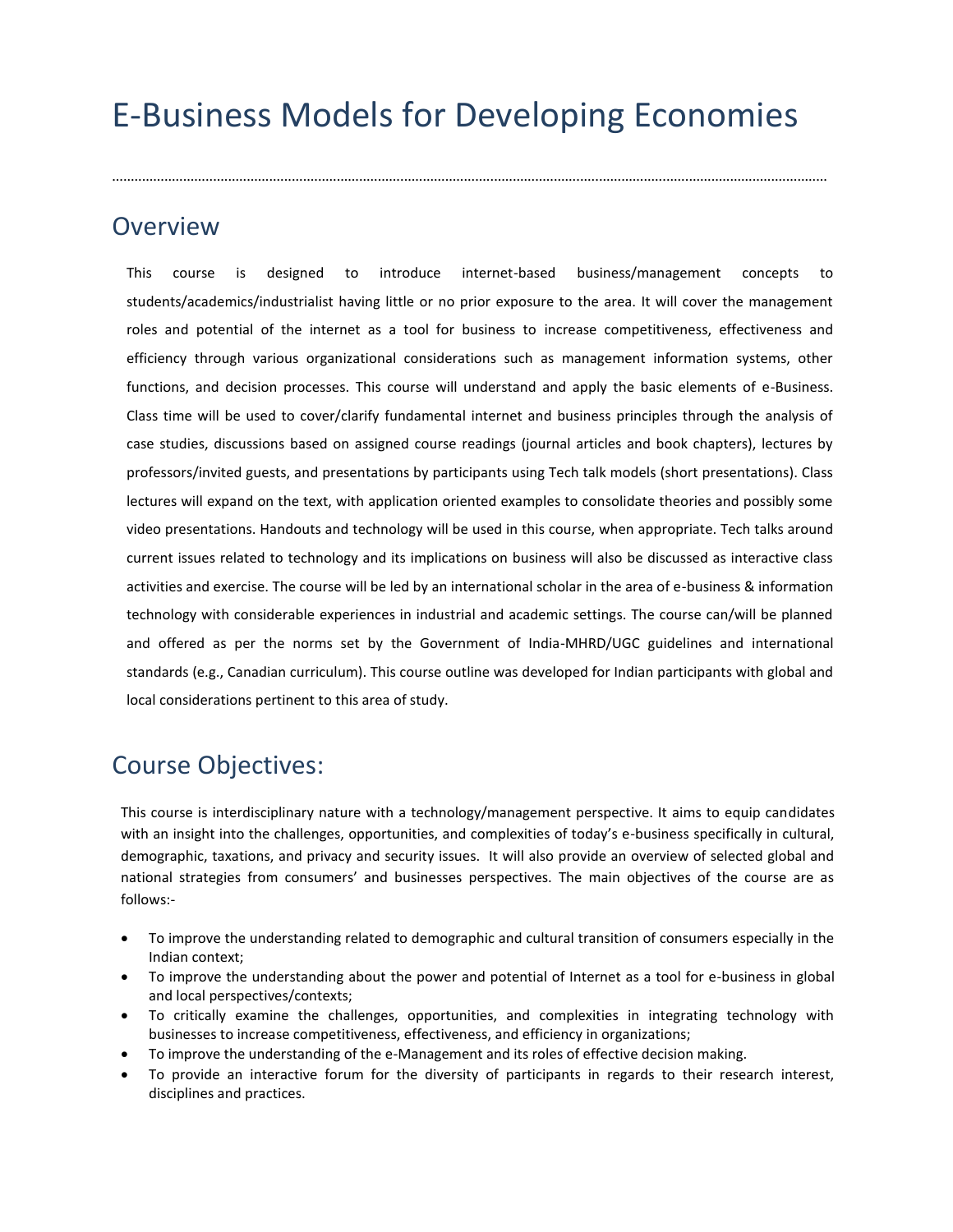# E-Business Models for Developing Economies

## Overview

This course is designed to introduce internet-based business/management concepts to students/academics/industrialist having little or no prior exposure to the area. It will cover the management roles and potential of the internet as a tool for business to increase competitiveness, effectiveness and efficiency through various organizational considerations such as management information systems, other functions, and decision processes. This course will understand and apply the basic elements of e-Business. Class time will be used to cover/clarify fundamental internet and business principles through the analysis of case studies, discussions based on assigned course readings (journal articles and book chapters), lectures by professors/invited guests, and presentations by participants using Tech talk models (short presentations). Class lectures will expand on the text, with application oriented examples to consolidate theories and possibly some video presentations. Handouts and technology will be used in this course, when appropriate. Tech talks around current issues related to technology and its implications on business will also be discussed as interactive class activities and exercise. The course will be led by an international scholar in the area of e-business & information technology with considerable experiences in industrial and academic settings. The course can/will be planned and offered as per the norms set by the Government of India-MHRD/UGC guidelines and international standards (e.g., Canadian curriculum). This course outline was developed for Indian participants with global and local considerations pertinent to this area of study.

## Course Objectives:

This course is interdisciplinary nature with a technology/management perspective. It aims to equip candidates with an insight into the challenges, opportunities, and complexities of today's e-business specifically in cultural, demographic, taxations, and privacy and security issues. It will also provide an overview of selected global and national strategies from consumers' and businesses perspectives. The main objectives of the course are as follows:-

- To improve the understanding related to demographic and cultural transition of consumers especially in the Indian context;
- To improve the understanding about the power and potential of Internet as a tool for e-business in global and local perspectives/contexts;
- To critically examine the challenges, opportunities, and complexities in integrating technology with businesses to increase competitiveness, effectiveness, and efficiency in organizations;
- To improve the understanding of the e-Management and its roles of effective decision making.
- To provide an interactive forum for the diversity of participants in regards to their research interest, disciplines and practices.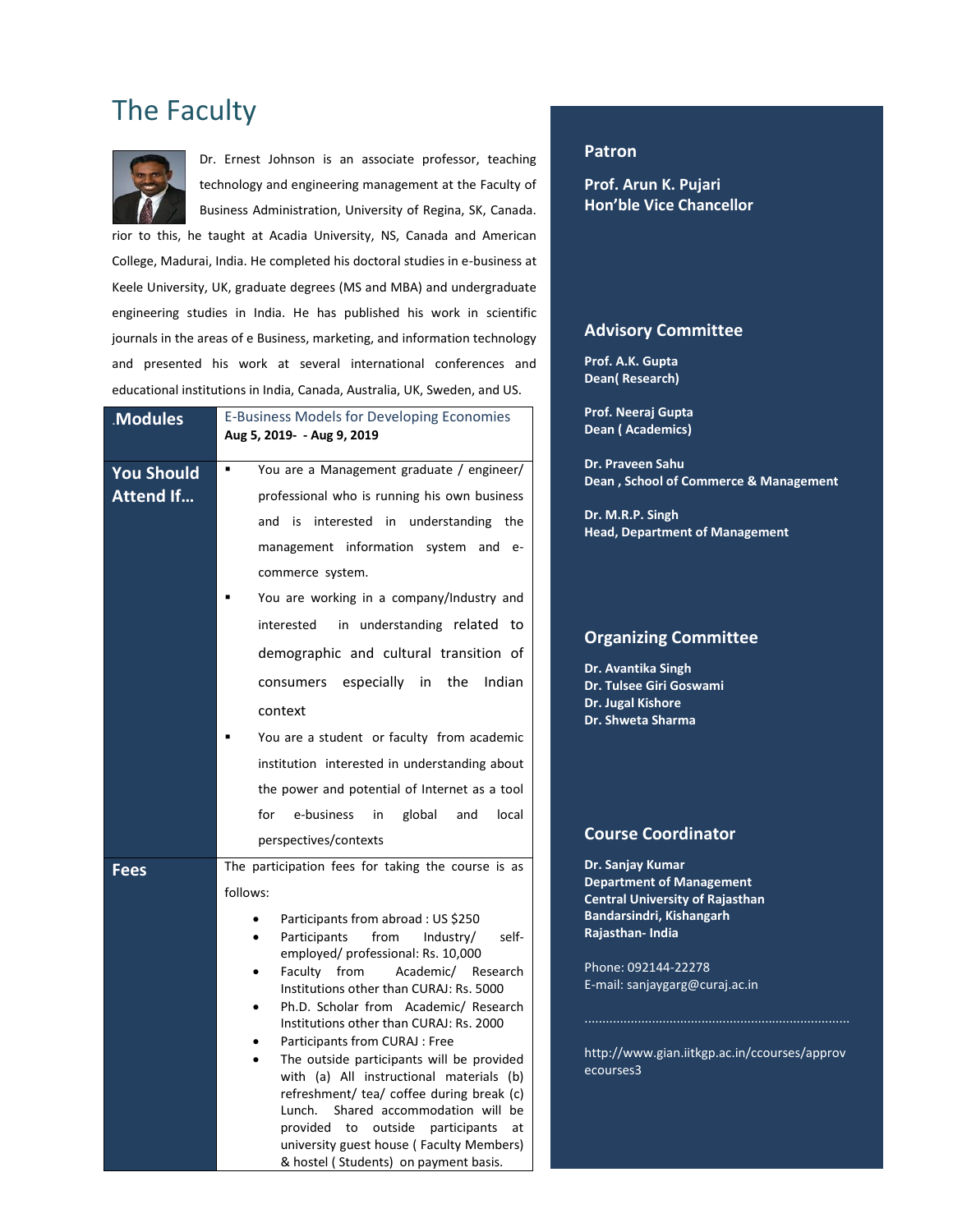# The Faculty

Dr. Ernest Johnson is an associate professor, teaching technology and engineering management at the Faculty of Business Administration, University of Regina, SK, Canada. rior to this, he taught at Acadia University, NS, Canada and American College, Madurai, India. He completed his doctoral studies in e-business at Keele University, UK, graduate degrees (MS and MBA) and undergraduate engineering studies in India. He has published his work in scientific journals in the areas of e Business, marketing, and information technology and presented his work at several international conferences and educational institutions in India, Canada, Australia, UK, Sweden, and US.

| .Modules | E-Business Models for Developing Economies<br>**Aug 5, 2019- - Aug 9, 2019** |
|---|---|
| **You Should Attend If…** | ▪ You are a Management graduate / engineer/ professional who is running his own business and is interested in understanding the management information system and e-commerce system.<br>▪ You are working in a company/Industry and interested in understanding related to demographic and cultural transition of consumers especially in the Indian context<br>▪ You are a student or faculty from academic institution interested in understanding about the power and potential of Internet as a tool for e-business in global and local perspectives/contexts |
| **Fees** | The participation fees for taking the course is as follows:<br>• Participants from abroad : US $250<br>• Participants from Industry/ self-employed/ professional: Rs. 10,000<br>• Faculty from Academic/ Research Institutions other than CURAJ: Rs. 5000<br>• Ph.D. Scholar from Academic/ Research Institutions other than CURAJ: Rs. 2000<br>• Participants from CURAJ : Free<br>• The outside participants will be provided with (a) All instructional materials (b) refreshment/ tea/ coffee during break (c) Lunch. Shared accommodation will be provided to outside participants at university guest house ( Faculty Members) & hostel ( Students) on payment basis. |

## Patron

**Prof. Arun K. Pujari**
**Hon'ble Vice Chancellor**

## Advisory Committee

**Prof. A.K. Gupta**
**Dean( Research)**

**Prof. Neeraj Gupta**
**Dean ( Academics)**

**Dr. Praveen Sahu**
**Dean , School of Commerce & Management**

**Dr. M.R.P. Singh**
**Head, Department of Management**

## Organizing Committee

**Dr. Avantika Singh**
**Dr. Tulsee Giri Goswami**
**Dr. Jugal Kishore**
**Dr. Shweta Sharma**

## Course Coordinator

**Dr. Sanjay Kumar**
**Department of Management**
**Central University of Rajasthan**
**Bandarsindri, Kishangarh**
**Rajasthan- India**

Phone: 092144-22278
E-mail: sanjaygarg@curaj.ac.in

.........................................................................

http://www.gian.iitkgp.ac.in/ccourses/approvecourses3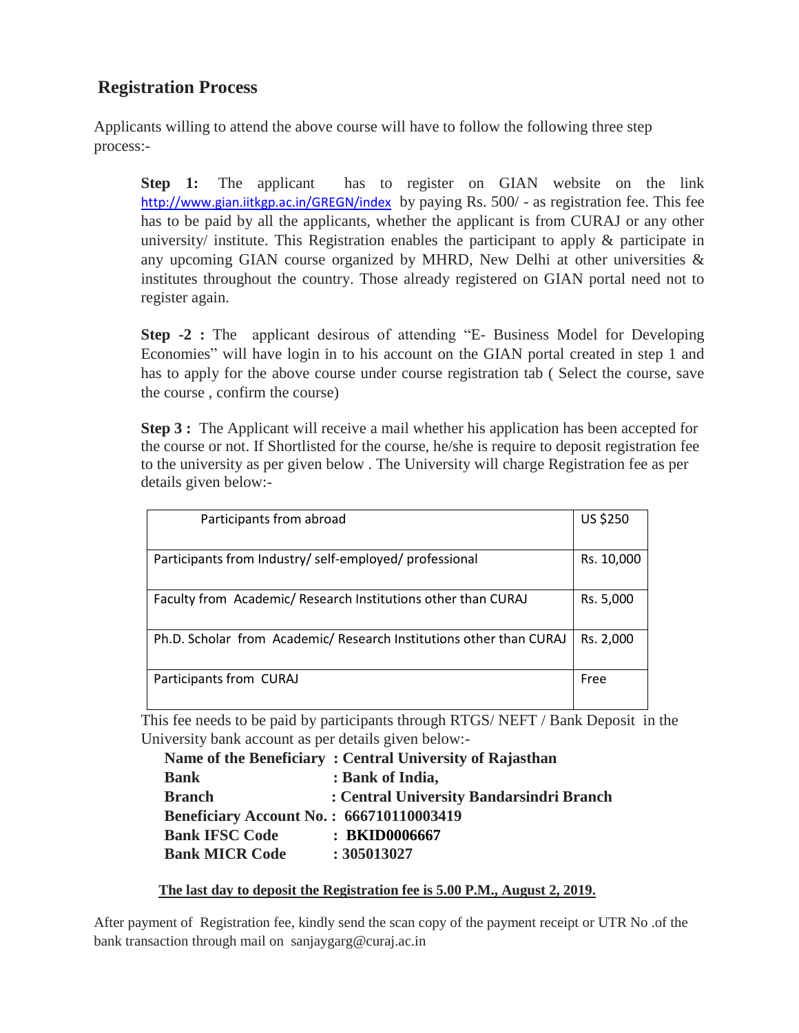## Registration Process

Applicants willing to attend the above course will have to follow the following three step process:-

**Step 1:** The applicant has to register on GIAN website on the link http://www.gian.iitkgp.ac.in/GREGN/index by paying Rs. 500/ - as registration fee. This fee has to be paid by all the applicants, whether the applicant is from CURAJ or any other university/ institute. This Registration enables the participant to apply & participate in any upcoming GIAN course organized by MHRD, New Delhi at other universities & institutes throughout the country. Those already registered on GIAN portal need not to register again.

**Step -2 :** The applicant desirous of attending "E- Business Model for Developing Economies" will have login in to his account on the GIAN portal created in step 1 and has to apply for the above course under course registration tab ( Select the course, save the course , confirm the course)

**Step 3 :** The Applicant will receive a mail whether his application has been accepted for the course or not. If Shortlisted for the course, he/she is require to deposit registration fee to the university as per given below . The University will charge Registration fee as per details given below:-

| Participants from abroad | US $250 |
|---|---|
| Participants from Industry/ self-employed/ professional | Rs. 10,000 |
| Faculty from Academic/ Research Institutions other than CURAJ | Rs. 5,000 |
| Ph.D. Scholar from Academic/ Research Institutions other than CURAJ | Rs. 2,000 |
| Participants from CURAJ | Free |

This fee needs to be paid by participants through RTGS/ NEFT / Bank Deposit in the University bank account as per details given below:-

**Name of the Beneficiary : Central University of Rajasthan**
**Bank : Bank of India,**
**Branch : Central University Bandarsindri Branch**
**Beneficiary Account No. : 666710110003419**
**Bank IFSC Code : BKID0006667**
**Bank MICR Code : 305013027**

**The last day to deposit the Registration fee is 5.00 P.M., August 2, 2019.**

After payment of Registration fee, kindly send the scan copy of the payment receipt or UTR No .of the bank transaction through mail on sanjaygarg@curaj.ac.in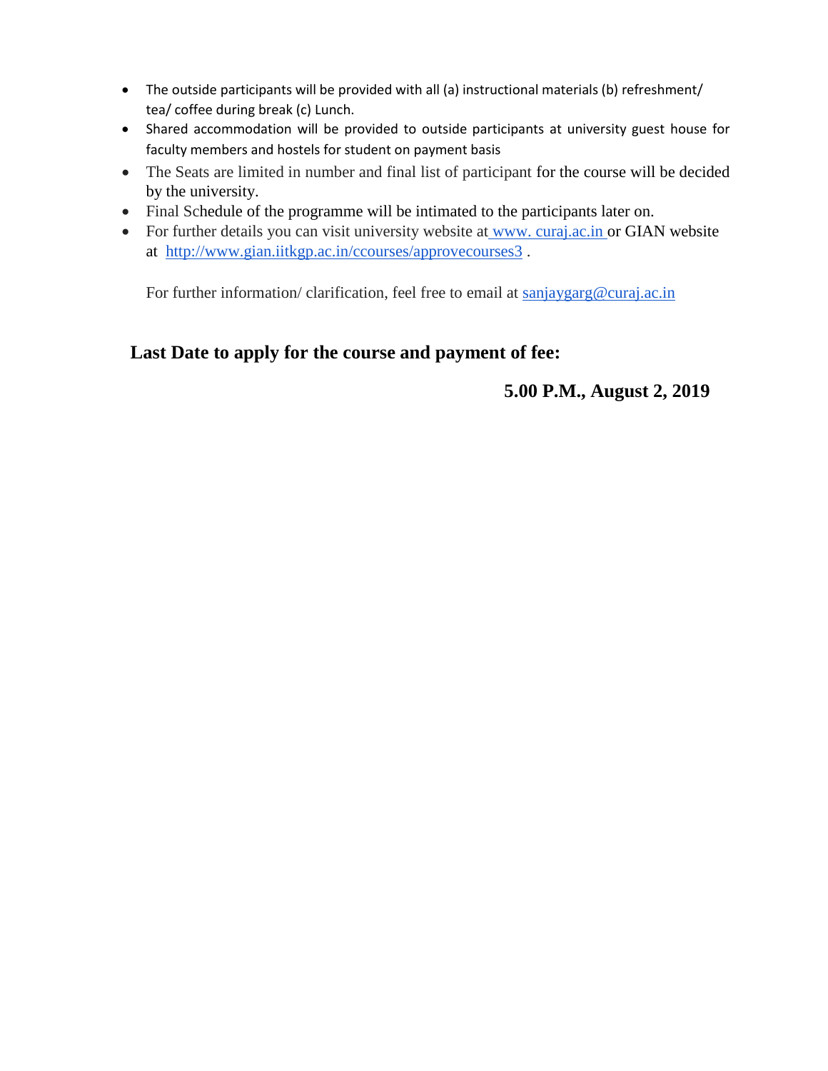- The outside participants will be provided with all (a) instructional materials (b) refreshment/ tea/ coffee during break (c) Lunch.
- Shared accommodation will be provided to outside participants at university guest house for faculty members and hostels for student on payment basis
- The Seats are limited in number and final list of participant for the course will be decided by the university.
- Final Schedule of the programme will be intimated to the participants later on.
- For further details you can visit university website at www. curaj.ac.in or GIAN website at http://www.gian.iitkgp.ac.in/ccourses/approvecourses3 .

For further information/ clarification, feel free to email at sanjaygarg@curaj.ac.in

**Last Date to apply for the course and payment of fee:**

**5.00 P.M., August 2, 2019**